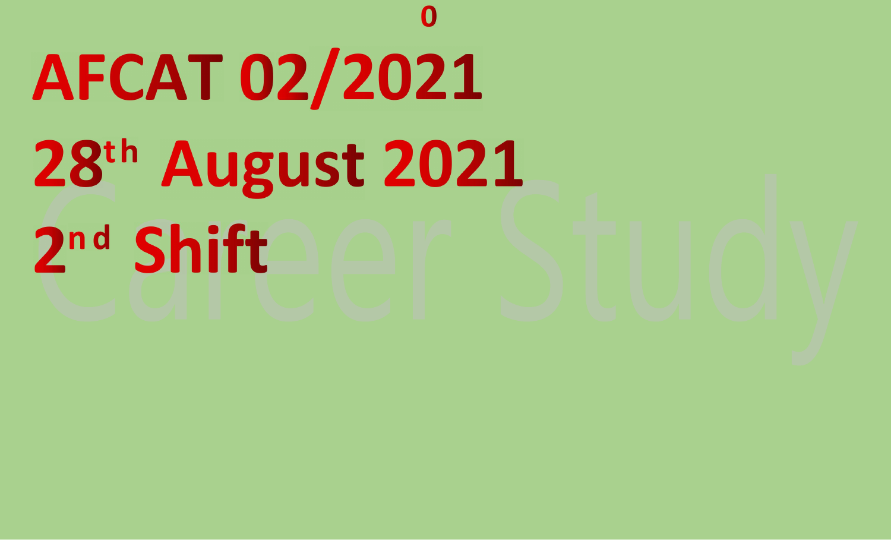# AFCAT 02/2021

# 28th August 2021

# 2nd Shift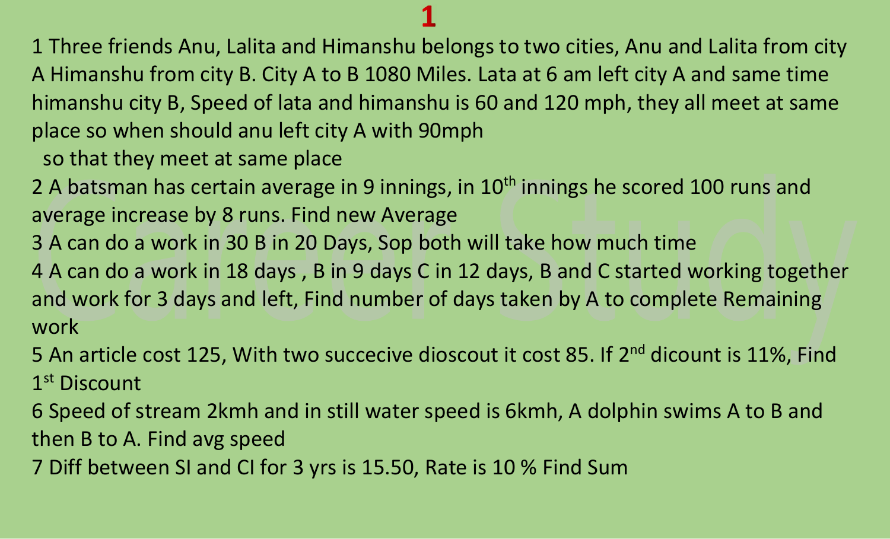# 1

1 Three friends Anu, Lalita and Himanshu belongs to two cities, Anu and Lalita from city A Himanshu from city B. City A to B 1080 Miles. Lata at 6 am left city A and same time himanshu city B, Speed of lata and himanshu is 60 and 120 mph, they all meet at same place so when should anu left city A with 90mph

so that they meet at same place

2 A batsman has certain average in 9 innings, in 10th innings he scored 100 runs and average increase by 8 runs. Find new Average

3 A can do a work in 30 B in 20 Days, Sop both will take how much time

4 A can do a work in 18 days , B in 9 days C in 12 days, B and C started working together and work for 3 days and left, Find number of days taken by A to complete Remaining work

5 An article cost 125, With two succecive dioscout it cost 85. If 2nd dicount is 11%, Find 1st Discount

6 Speed of stream 2kmh and in still water speed is 6kmh, A dolphin swims A to B and then B to A. Find avg speed

7 Diff between SI and CI for 3 yrs is 15.50, Rate is 10 % Find Sum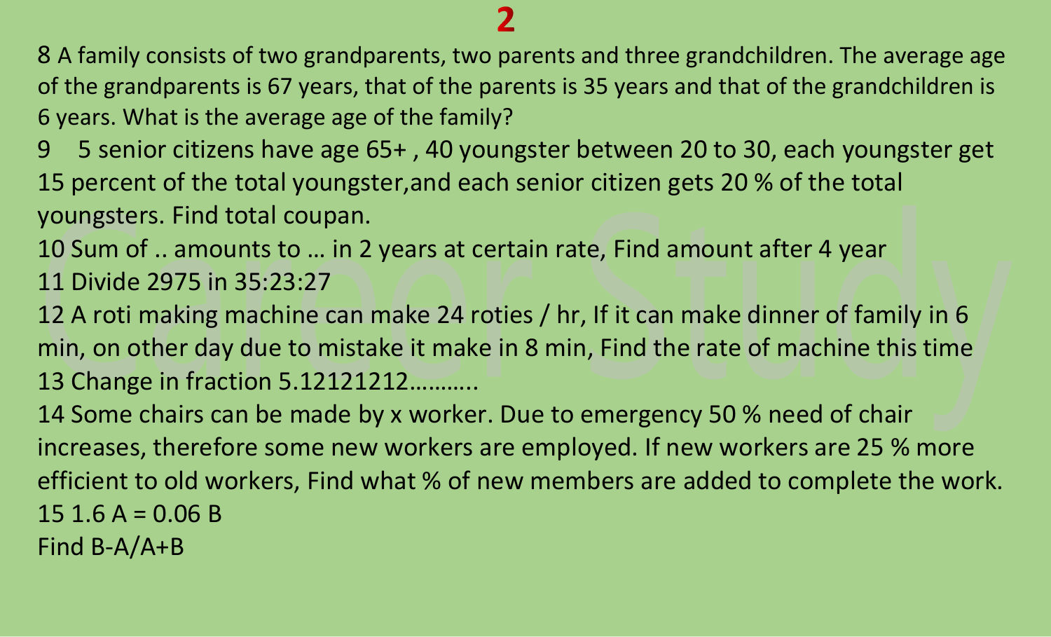# 2

8 A family consists of two grandparents, two parents and three grandchildren. The average age of the grandparents is 67 years, that of the parents is 35 years and that of the grandchildren is 6 years. What is the average age of the family?

9 5 senior citizens have age 65+ , 40 youngster between 20 to 30, each youngster get 15 percent of the total youngster,and each senior citizen gets 20 % of the total youngsters. Find total coupan.

10 Sum of .. amounts to … in 2 years at certain rate, Find amount after 4 year

11 Divide 2975 in 35:23:27

12 A roti making machine can make 24 roties / hr, If it can make dinner of family in 6 min, on other day due to mistake it make in 8 min, Find the rate of machine this time

13 Change in fraction 5.12121212……….

14 Some chairs can be made by x worker. Due to emergency 50 % need of chair increases, therefore some new workers are employed. If new workers are 25 % more efficient to old workers, Find what % of new members are added to complete the work.

15 1.6 A = 0.06 B

Find B-A/A+B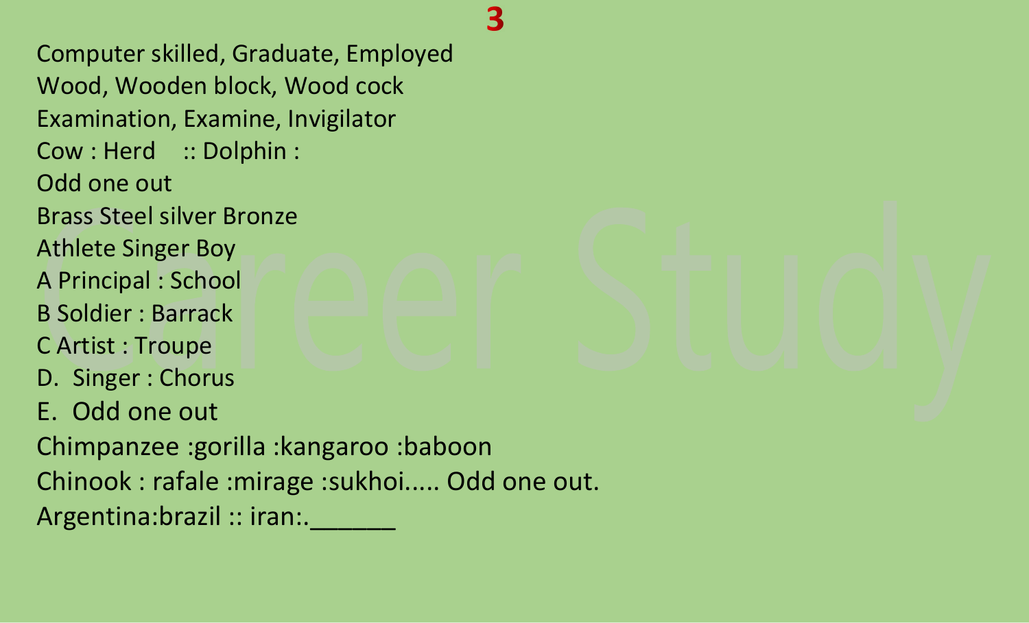# 3

Computer skilled, Graduate, Employed

Wood, Wooden block, Wood cock

Examination, Examine, Invigilator

Cow : Herd :: Dolphin :

Odd one out

Brass Steel silver Bronze

Athlete Singer Boy

A Principal : School

B Soldier : Barrack

C Artist : Troupe

D. Singer : Chorus

E. Odd one out

Chimpanzee :gorilla :kangaroo :baboon

Chinook : rafale :mirage :sukhoi..... Odd one out.

Argentina:brazil :: iran:.______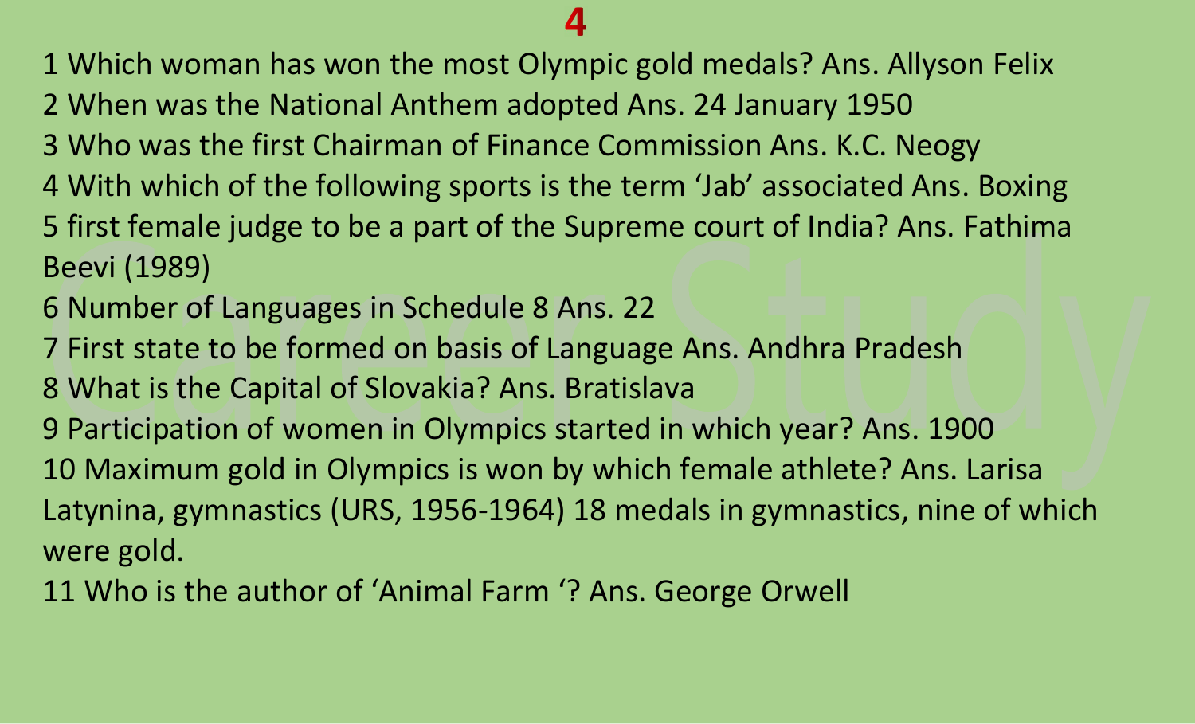# 4

1 Which woman has won the most Olympic gold medals? Ans. Allyson Felix
2 When was the National Anthem adopted Ans. 24 January 1950
3 Who was the first Chairman of Finance Commission Ans. K.C. Neogy
4 With which of the following sports is the term 'Jab' associated Ans. Boxing
5 first female judge to be a part of the Supreme court of India? Ans. Fathima Beevi (1989)
6 Number of Languages in Schedule 8 Ans. 22
7 First state to be formed on basis of Language Ans. Andhra Pradesh
8 What is the Capital of Slovakia? Ans. Bratislava
9 Participation of women in Olympics started in which year? Ans. 1900
10 Maximum gold in Olympics is won by which female athlete? Ans. Larisa Latynina, gymnastics (URS, 1956-1964) 18 medals in gymnastics, nine of which were gold.
11 Who is the author of 'Animal Farm '? Ans. George Orwell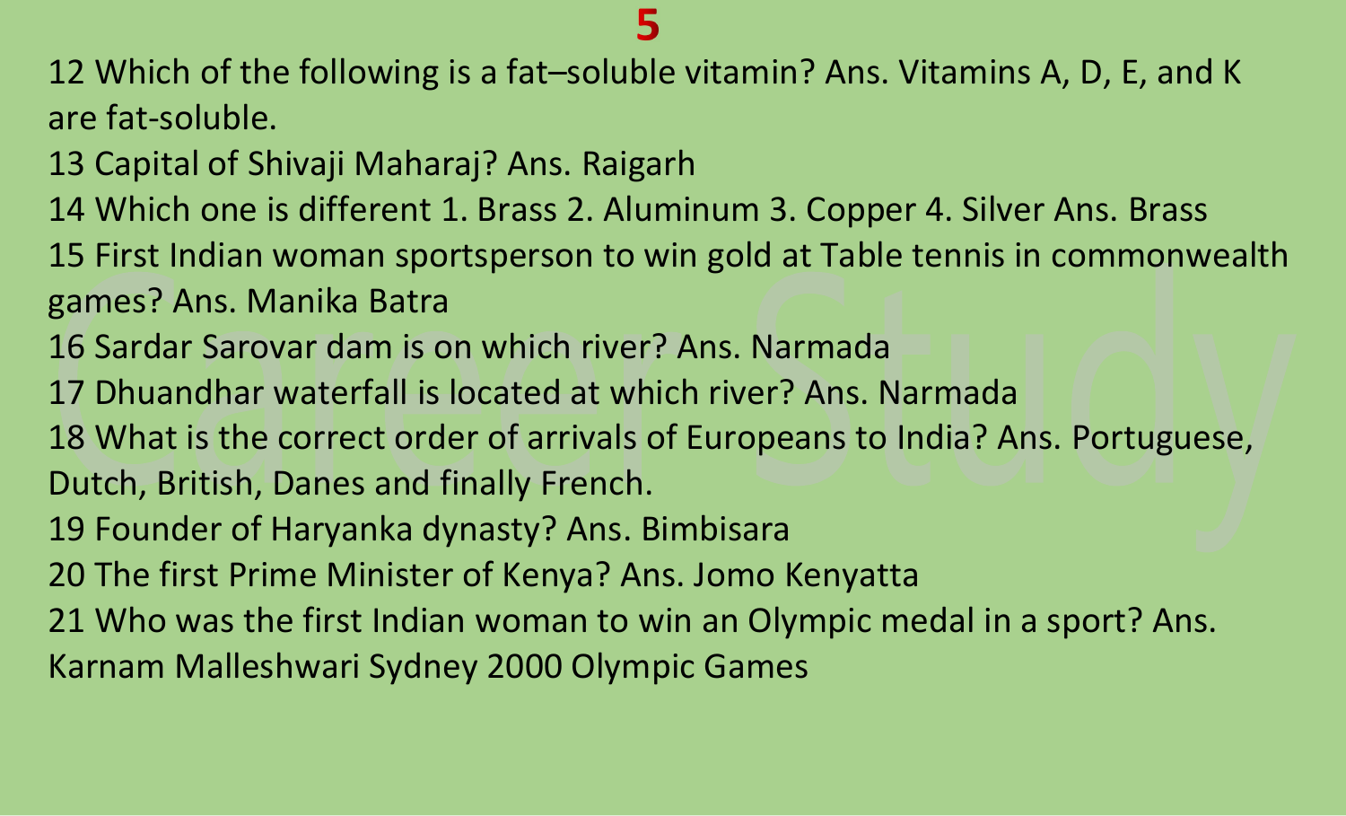12 Which of the following is a fat–soluble vitamin? Ans. Vitamins A, D, E, and K are fat-soluble.

13 Capital of Shivaji Maharaj? Ans. Raigarh

14 Which one is different 1. Brass 2. Aluminum 3. Copper 4. Silver Ans. Brass

15 First Indian woman sportsperson to win gold at Table tennis in commonwealth games? Ans. Manika Batra

16 Sardar Sarovar dam is on which river? Ans. Narmada

17 Dhuandhar waterfall is located at which river? Ans. Narmada

18 What is the correct order of arrivals of Europeans to India? Ans. Portuguese, Dutch, British, Danes and finally French.

19 Founder of Haryanka dynasty? Ans. Bimbisara

20 The first Prime Minister of Kenya? Ans. Jomo Kenyatta

21 Who was the first Indian woman to win an Olympic medal in a sport? Ans. Karnam Malleshwari Sydney 2000 Olympic Games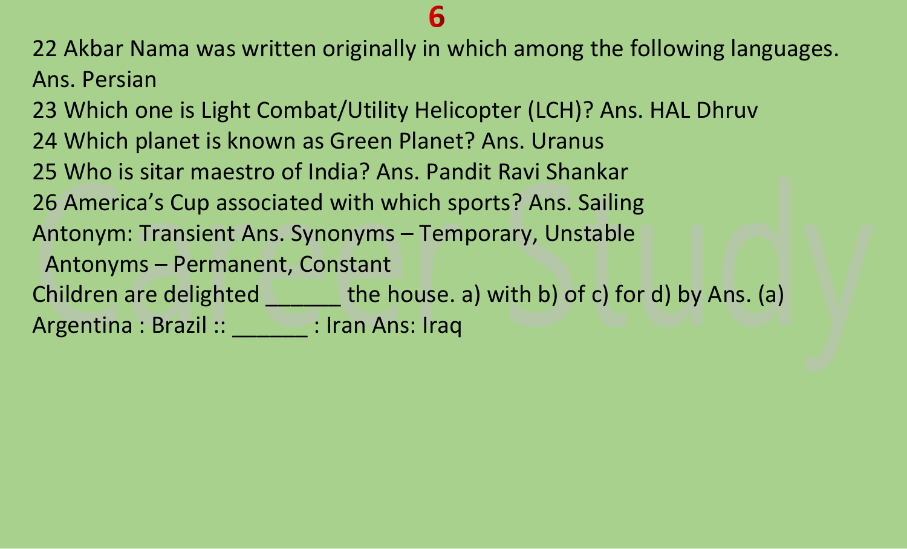22 Akbar Nama was written originally in which among the following languages.
Ans. Persian

23 Which one is Light Combat/Utility Helicopter (LCH)? Ans. HAL Dhruv

24 Which planet is known as Green Planet? Ans. Uranus

25 Who is sitar maestro of India? Ans. Pandit Ravi Shankar

26 America's Cup associated with which sports? Ans. Sailing

Antonym: Transient Ans. Synonyms – Temporary, Unstable
  Antonyms – Permanent, Constant

Children are delighted ______ the house. a) with b) of c) for d) by Ans. (a)

Argentina : Brazil :: ______ : Iran Ans: Iraq